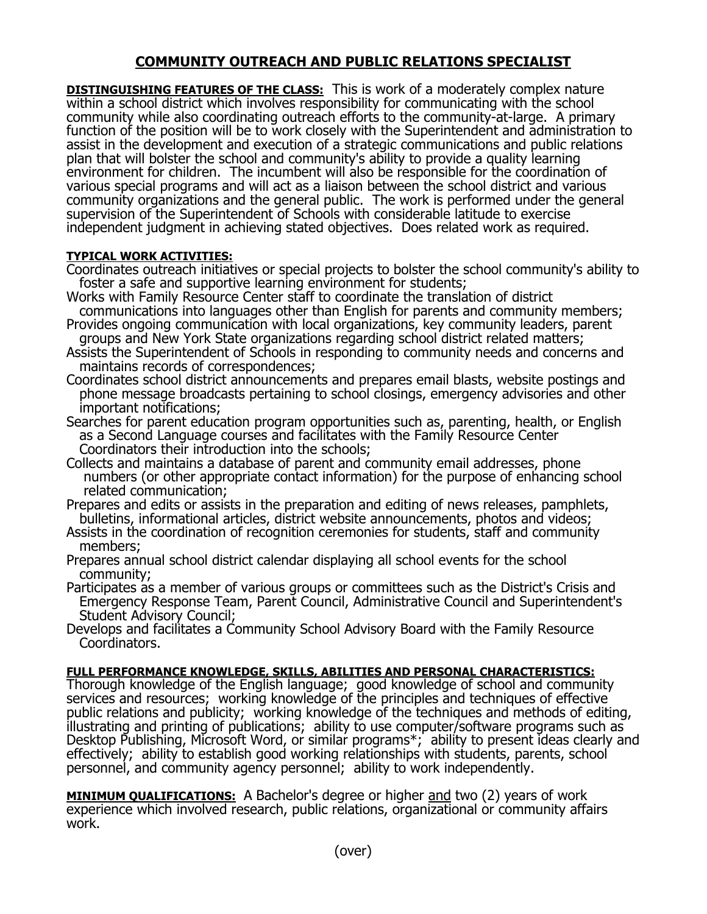# COMMUNITY OUTREACH AND PUBLIC RELATIONS SPECIALIST

**DISTINGUISHING FEATURES OF THE CLASS:** This is work of a moderately complex nature within a school district which involves responsibility for communicating with the school community while also coordinating outreach efforts to the community-at-large. A primary function of the position will be to work closely with the Superintendent and administration to assist in the development and execution of a strategic communications and public relations plan that will bolster the school and community's ability to provide a quality learning environment for children. The incumbent will also be responsible for the coordination of various special programs and will act as a liaison between the school district and various community organizations and the general public. The work is performed under the general supervision of the Superintendent of Schools with considerable latitude to exercise independent judgment in achieving stated objectives. Does related work as required.

**TYPICAL WORK ACTIVITIES:**

Coordinates outreach initiatives or special projects to bolster the school community's ability to foster a safe and supportive learning environment for students;

Works with Family Resource Center staff to coordinate the translation of district communications into languages other than English for parents and community members;

Provides ongoing communication with local organizations, key community leaders, parent groups and New York State organizations regarding school district related matters;

Assists the Superintendent of Schools in responding to community needs and concerns and maintains records of correspondences;

Coordinates school district announcements and prepares email blasts, website postings and phone message broadcasts pertaining to school closings, emergency advisories and other important notifications;

Searches for parent education program opportunities such as, parenting, health, or English as a Second Language courses and facilitates with the Family Resource Center Coordinators their introduction into the schools;

Collects and maintains a database of parent and community email addresses, phone numbers (or other appropriate contact information) for the purpose of enhancing school related communication;

Prepares and edits or assists in the preparation and editing of news releases, pamphlets, bulletins, informational articles, district website announcements, photos and videos;

Assists in the coordination of recognition ceremonies for students, staff and community members;

Prepares annual school district calendar displaying all school events for the school community;

Participates as a member of various groups or committees such as the District's Crisis and Emergency Response Team, Parent Council, Administrative Council and Superintendent's Student Advisory Council;

Develops and facilitates a Community School Advisory Board with the Family Resource Coordinators.

**FULL PERFORMANCE KNOWLEDGE, SKILLS, ABILITIES AND PERSONAL CHARACTERISTICS:** Thorough knowledge of the English language; good knowledge of school and community services and resources; working knowledge of the principles and techniques of effective public relations and publicity; working knowledge of the techniques and methods of editing, illustrating and printing of publications; ability to use computer/software programs such as Desktop Publishing, Microsoft Word, or similar programs*; ability to present ideas clearly and effectively; ability to establish good working relationships with students, parents, school personnel, and community agency personnel; ability to work independently.

**MINIMUM QUALIFICATIONS:** A Bachelor's degree or higher and two (2) years of work experience which involved research, public relations, organizational or community affairs work.

(over)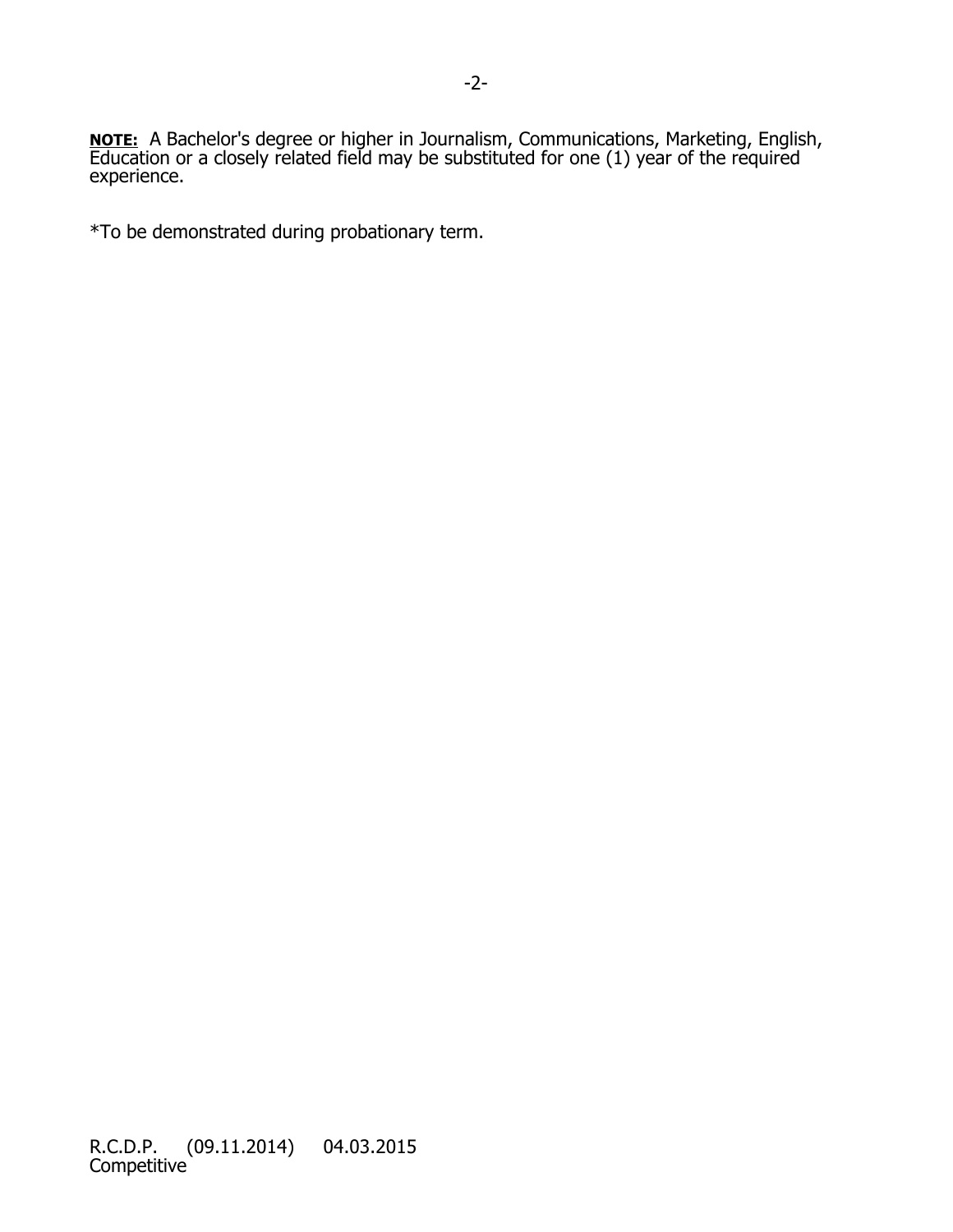**NOTE:** A Bachelor's degree or higher in Journalism, Communications, Marketing, English, Education or a closely related field may be substituted for one (1) year of the required experience.

*To be demonstrated during probationary term.

R.C.D.P. (09.11.2014) 04.03.2015
Competitive